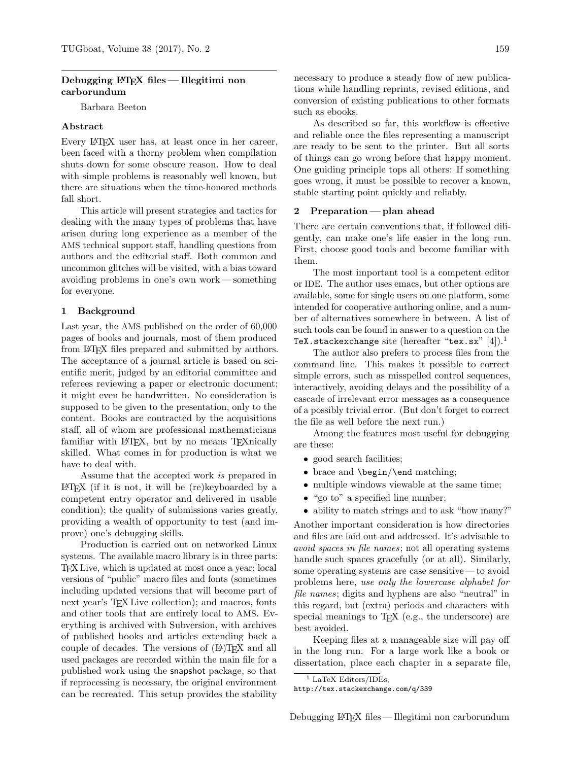## Debugging LaTeX files — Illegitimi non carborundum

Barbara Beeton

### Abstract

Every LaTeX user has, at least once in her career, been faced with a thorny problem when compilation shuts down for some obscure reason. How to deal with simple problems is reasonably well known, but there are situations when the time-honored methods fall short.

This article will present strategies and tactics for dealing with the many types of problems that have arisen during long experience as a member of the AMS technical support staff, handling questions from authors and the editorial staff. Both common and uncommon glitches will be visited, with a bias toward avoiding problems in one's own work — something for everyone.

### 1 Background

Last year, the AMS published on the order of 60,000 pages of books and journals, most of them produced from LaTeX files prepared and submitted by authors. The acceptance of a journal article is based on scientific merit, judged by an editorial committee and referees reviewing a paper or electronic document; it might even be handwritten. No consideration is supposed to be given to the presentation, only to the content. Books are contracted by the acquisitions staff, all of whom are professional mathematicians familiar with LaTeX, but by no means TeXnically skilled. What comes in for production is what we have to deal with.

Assume that the accepted work *is* prepared in LaTeX (if it is not, it will be (re)keyboarded by a competent entry operator and delivered in usable condition); the quality of submissions varies greatly, providing a wealth of opportunity to test (and improve) one's debugging skills.

Production is carried out on networked Linux systems. The available macro library is in three parts: TeX Live, which is updated at most once a year; local versions of "public" macro files and fonts (sometimes including updated versions that will become part of next year's TeX Live collection); and macros, fonts and other tools that are entirely local to AMS. Everything is archived with Subversion, with archives of published books and articles extending back a couple of decades. The versions of (LA)TeX and all used packages are recorded within the main file for a published work using the snapshot package, so that if reprocessing is necessary, the original environment can be recreated. This setup provides the stability necessary to produce a steady flow of new publications while handling reprints, revised editions, and conversion of existing publications to other formats such as ebooks.

As described so far, this workflow is effective and reliable once the files representing a manuscript are ready to be sent to the printer. But all sorts of things can go wrong before that happy moment. One guiding principle tops all others: If something goes wrong, it must be possible to recover a known, stable starting point quickly and reliably.

### 2 Preparation — plan ahead

There are certain conventions that, if followed diligently, can make one's life easier in the long run. First, choose good tools and become familiar with them.

The most important tool is a competent editor or IDE. The author uses emacs, but other options are available, some for single users on one platform, some intended for cooperative authoring online, and a number of alternatives somewhere in between. A list of such tools can be found in answer to a question on the `TeX.stackexchange` site (hereafter "`tex.sx`" [4]).[1]

The author also prefers to process files from the command line. This makes it possible to correct simple errors, such as misspelled control sequences, interactively, avoiding delays and the possibility of a cascade of irrelevant error messages as a consequence of a possibly trivial error. (But don't forget to correct the file as well before the next run.)

Among the features most useful for debugging are these:

- good search facilities;
- brace and `\begin`/`\end` matching;
- multiple windows viewable at the same time;
- "go to" a specified line number;
- ability to match strings and to ask "how many?"

Another important consideration is how directories and files are laid out and addressed. It's advisable to *avoid spaces in file names*; not all operating systems handle such spaces gracefully (or at all). Similarly, some operating systems are case sensitive — to avoid problems here, *use only the lowercase alphabet for file names*; digits and hyphens are also "neutral" in this regard, but (extra) periods and characters with special meanings to TeX (e.g., the underscore) are best avoided.

Keeping files at a manageable size will pay off in the long run. For a large work like a book or dissertation, place each chapter in a separate file,

[1] LaTeX Editors/IDEs, `http://tex.stackexchange.com/q/339`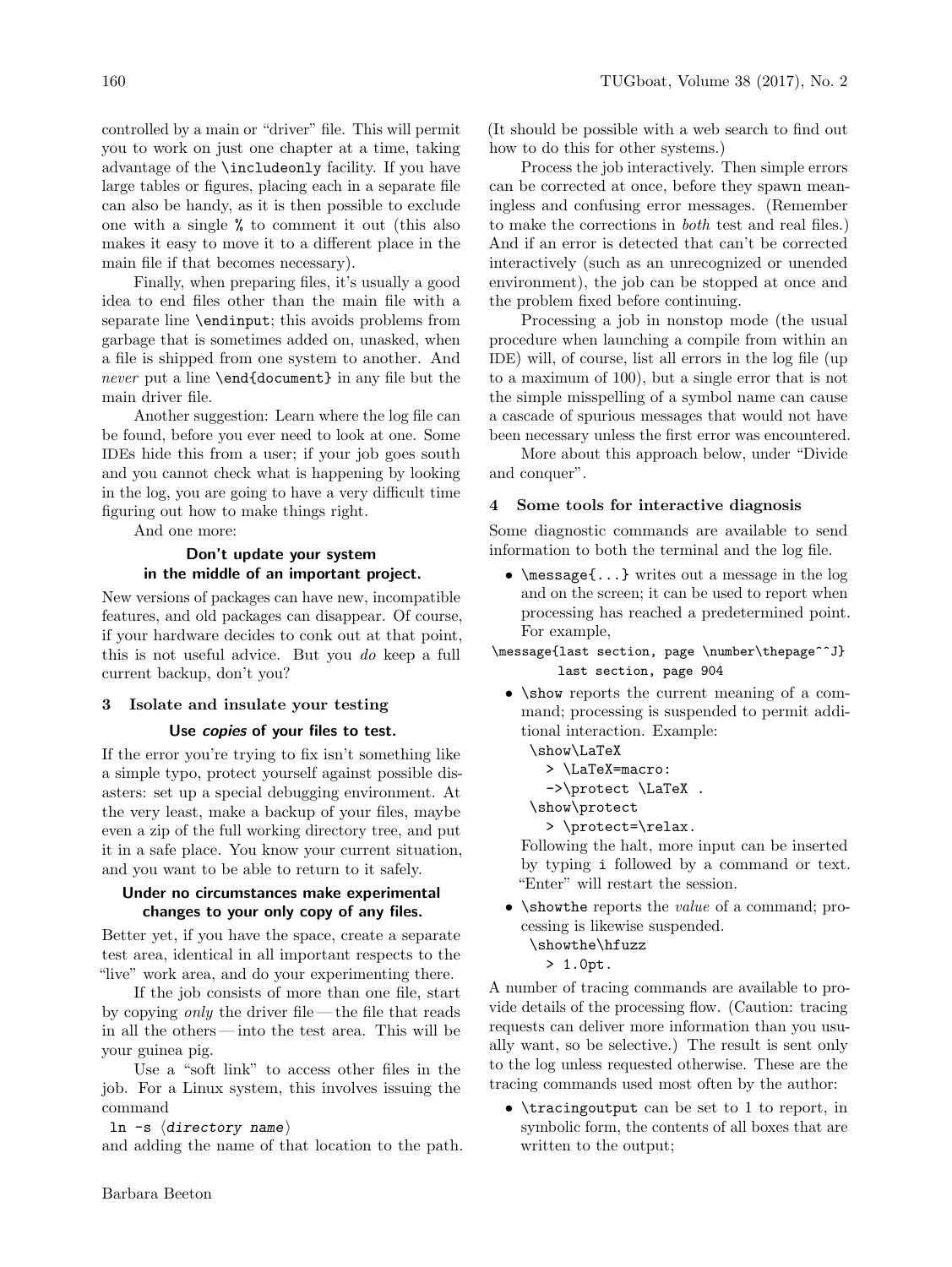controlled by a main or "driver" file. This will permit you to work on just one chapter at a time, taking advantage of the `\includeonly` facility. If you have large tables or figures, placing each in a separate file can also be handy, as it is then possible to exclude one with a single `%` to comment it out (this also makes it easy to move it to a different place in the main file if that becomes necessary).

Finally, when preparing files, it's usually a good idea to end files other than the main file with a separate line `\endinput`; this avoids problems from garbage that is sometimes added on, unasked, when a file is shipped from one system to another. And *never* put a line `\end{document}` in any file but the main driver file.

Another suggestion: Learn where the log file can be found, before you ever need to look at one. Some IDEs hide this from a user; if your job goes south and you cannot check what is happening by looking in the log, you are going to have a very difficult time figuring out how to make things right.

And one more:

**Don't update your system in the middle of an important project.**

New versions of packages can have new, incompatible features, and old packages can disappear. Of course, if your hardware decides to conk out at that point, this is not useful advice. But you *do* keep a full current backup, don't you?

## 3 Isolate and insulate your testing

**Use *copies* of your files to test.**

If the error you're trying to fix isn't something like a simple typo, protect yourself against possible disasters: set up a special debugging environment. At the very least, make a backup of your files, maybe even a zip of the full working directory tree, and put it in a safe place. You know your current situation, and you want to be able to return to it safely.

**Under no circumstances make experimental changes to your only copy of any files.**

Better yet, if you have the space, create a separate test area, identical in all important respects to the "live" work area, and do your experimenting there.

If the job consists of more than one file, start by copying *only* the driver file — the file that reads in all the others — into the test area. This will be your guinea pig.

Use a "soft link" to access other files in the job. For a Linux system, this involves issuing the command

```
ln -s ⟨directory name⟩
```

and adding the name of that location to the path. (It should be possible with a web search to find out how to do this for other systems.)

Process the job interactively. Then simple errors can be corrected at once, before they spawn meaningless and confusing error messages. (Remember to make the corrections in *both* test and real files.) And if an error is detected that can't be corrected interactively (such as an unrecognized or unended environment), the job can be stopped at once and the problem fixed before continuing.

Processing a job in nonstop mode (the usual procedure when launching a compile from within an IDE) will, of course, list all errors in the log file (up to a maximum of 100), but a single error that is not the simple misspelling of a symbol name can cause a cascade of spurious messages that would not have been necessary unless the first error was encountered.

More about this approach below, under "Divide and conquer".

## 4 Some tools for interactive diagnosis

Some diagnostic commands are available to send information to both the terminal and the log file.

- `\message{...}` writes out a message in the log and on the screen; it can be used to report when processing has reached a predetermined point. For example,

```
\message{last section, page \number\thepage^^J}
        last section, page 904
```

- `\show` reports the current meaning of a command; processing is suspended to permit additional interaction. Example:

```
\show\LaTeX
  > \LaTeX=macro:
  ->\protect \LaTeX .
\show\protect
  > \protect=\relax.
```

  Following the halt, more input can be inserted by typing `i` followed by a command or text. "Enter" will restart the session.

- `\showthe` reports the *value* of a command; processing is likewise suspended.

```
\showthe\hfuzz
  > 1.0pt.
```

A number of tracing commands are available to provide details of the processing flow. (Caution: tracing requests can deliver more information than you usually want, so be selective.) The result is sent only to the log unless requested otherwise. These are the tracing commands used most often by the author:

- `\tracingoutput` can be set to 1 to report, in symbolic form, the contents of all boxes that are written to the output;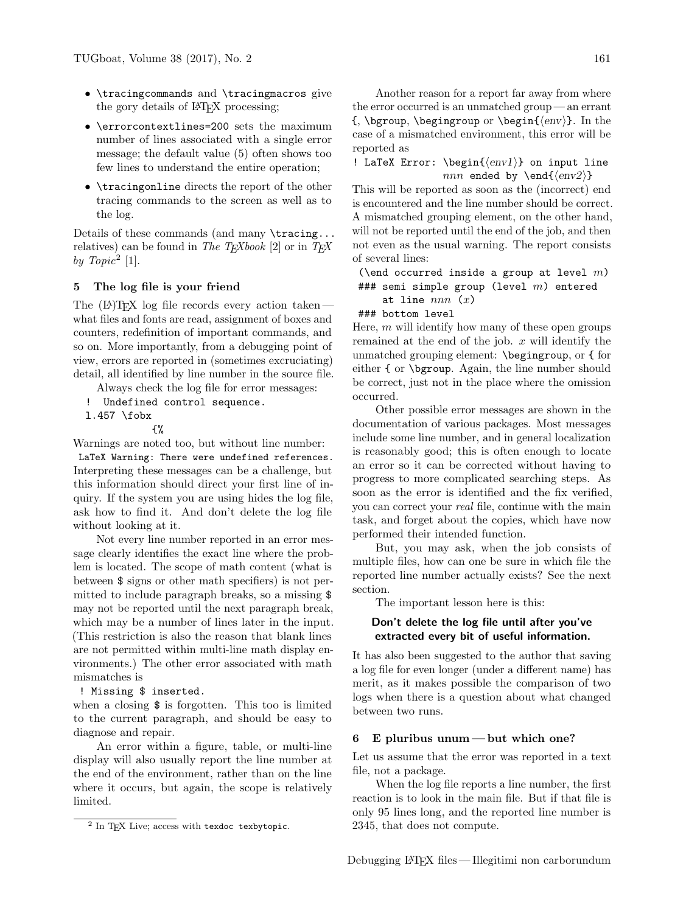- `\tracingcommands` and `\tracingmacros` give the gory details of LaTeX processing;
- `\errorcontextlines=200` sets the maximum number of lines associated with a single error message; the default value (5) often shows too few lines to understand the entire operation;
- `\tracingonline` directs the report of the other tracing commands to the screen as well as to the log.

Details of these commands (and many `\tracing...` relatives) can be found in *The TEXbook* [2] or in *TEX by Topic*[2] [1].

## 5 The log file is your friend

The (LA)TEX log file records every action taken — what files and fonts are read, assignment of boxes and counters, redefinition of important commands, and so on. More importantly, from a debugging point of view, errors are reported in (sometimes excruciating) detail, all identified by line number in the source file.

Always check the log file for error messages:

```
! Undefined control sequence.
l.457 \fobx
           {%
```

Warnings are noted too, but without line number:

```
LaTeX Warning: There were undefined references.
```

Interpreting these messages can be a challenge, but this information should direct your first line of inquiry. If the system you are using hides the log file, ask how to find it. And don't delete the log file without looking at it.

Not every line number reported in an error message clearly identifies the exact line where the problem is located. The scope of math content (what is between $ signs or other math specifiers) is not permitted to include paragraph breaks, so a missing $ may not be reported until the next paragraph break, which may be a number of lines later in the input. (This restriction is also the reason that blank lines are not permitted within multi-line math display environments.) The other error associated with math mismatches is

```
! Missing $ inserted.
```

when a closing $ is forgotten. This too is limited to the current paragraph, and should be easy to diagnose and repair.

An error within a figure, table, or multi-line display will also usually report the line number at the end of the environment, rather than on the line where it occurs, but again, the scope is relatively limited.

Another reason for a report far away from where the error occurred is an unmatched group — an errant `{`, `\bgroup`, `\begingroup` or `\begin{⟨env⟩}`. In the case of a mismatched environment, this error will be reported as

```
! LaTeX Error: \begin{⟨env1⟩} on input line
            nnn ended by \end{⟨env2⟩}
```

This will be reported as soon as the (incorrect) end is encountered and the line number should be correct. A mismatched grouping element, on the other hand, will not be reported until the end of the job, and then not even as the usual warning. The report consists of several lines:

```
(\end occurred inside a group at level m)
### semi simple group (level m) entered
    at line nnn (x)
### bottom level
```

Here, $m$ will identify how many of these open groups remained at the end of the job. $x$ will identify the unmatched grouping element: `\begingroup`, or `{` for either `{` or `\bgroup`. Again, the line number should be correct, just not in the place where the omission occurred.

Other possible error messages are shown in the documentation of various packages. Most messages include some line number, and in general localization is reasonably good; this is often enough to locate an error so it can be corrected without having to progress to more complicated searching steps. As soon as the error is identified and the fix verified, you can correct your *real* file, continue with the main task, and forget about the copies, which have now performed their intended function.

But, you may ask, when the job consists of multiple files, how can one be sure in which file the reported line number actually exists? See the next section.

The important lesson here is this:

**Don't delete the log file until after you've extracted every bit of useful information.**

It has also been suggested to the author that saving a log file for even longer (under a different name) has merit, as it makes possible the comparison of two logs when there is a question about what changed between two runs.

## 6 E pluribus unum — but which one?

Let us assume that the error was reported in a text file, not a package.

When the log file reports a line number, the first reaction is to look in the main file. But if that file is only 95 lines long, and the reported line number is 2345, that does not compute.

---

[2] In TEX Live; access with `texdoc texbytopic`.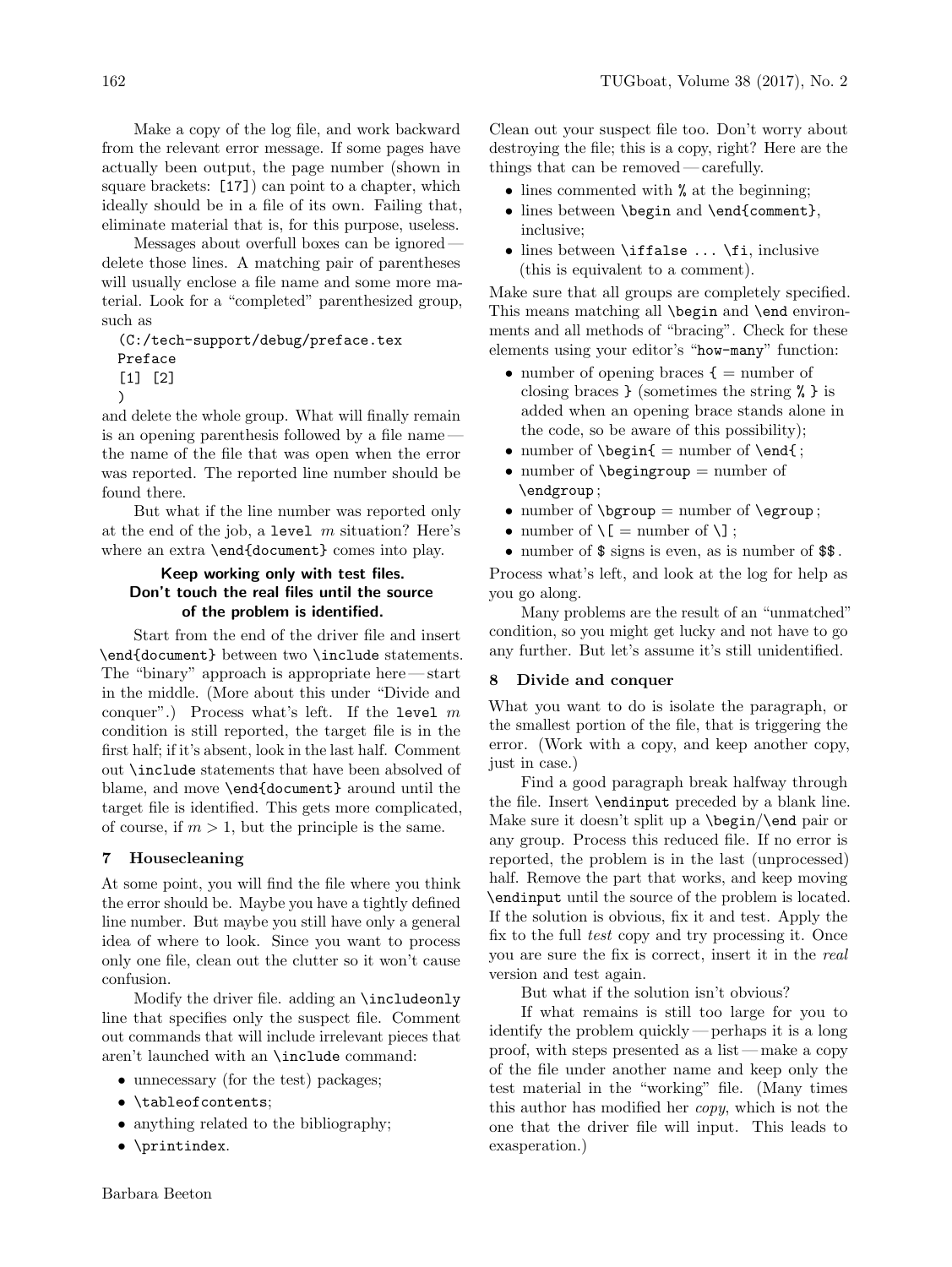Make a copy of the log file, and work backward from the relevant error message. If some pages have actually been output, the page number (shown in square brackets: `[17]`) can point to a chapter, which ideally should be in a file of its own. Failing that, eliminate material that is, for this purpose, useless.

Messages about overfull boxes can be ignored — delete those lines. A matching pair of parentheses will usually enclose a file name and some more material. Look for a "completed" parenthesized group, such as

```
(C:/tech-support/debug/preface.tex
Preface
[1] [2]
)
```

and delete the whole group. What will finally remain is an opening parenthesis followed by a file name — the name of the file that was open when the error was reported. The reported line number should be found there.

But what if the line number was reported only at the end of the job, a `level` $m$ situation? Here's where an extra `\end{document}` comes into play.

**Keep working only with test files.  
Don't touch the real files until the source of the problem is identified.**

Start from the end of the driver file and insert `\end{document}` between two `\include` statements. The "binary" approach is appropriate here — start in the middle. (More about this under "Divide and conquer".) Process what's left. If the `level` $m$ condition is still reported, the target file is in the first half; if it's absent, look in the last half. Comment out `\include` statements that have been absolved of blame, and move `\end{document}` around until the target file is identified. This gets more complicated, of course, if $m > 1$, but the principle is the same.

## 7 Housecleaning

At some point, you will find the file where you think the error should be. Maybe you have a tightly defined line number. But maybe you still have only a general idea of where to look. Since you want to process only one file, clean out the clutter so it won't cause confusion.

Modify the driver file. adding an `\includeonly` line that specifies only the suspect file. Comment out commands that will include irrelevant pieces that aren't launched with an `\include` command:

- unnecessary (for the test) packages;
- `\tableofcontents`;
- anything related to the bibliography;
- `\printindex`.

Clean out your suspect file too. Don't worry about destroying the file; this is a copy, right? Here are the things that can be removed — carefully.

- lines commented with `%` at the beginning;
- lines between `\begin` and `\end{comment}`, inclusive;
- lines between `\iffalse ... \fi`, inclusive (this is equivalent to a comment).

Make sure that all groups are completely specified. This means matching all `\begin` and `\end` environments and all methods of "bracing". Check for these elements using your editor's "`how-many`" function:

- number of opening braces `{` = number of closing braces `}` (sometimes the string `%}` is added when an opening brace stands alone in the code, so be aware of this possibility);
- number of `\begin{` = number of `\end{`;
- number of `\begingroup` = number of `\endgroup`;
- number of `\bgroup` = number of `\egroup`;
- number of `\[` = number of `\]`;
- number of `$` signs is even, as is number of `$$`.

Process what's left, and look at the log for help as you go along.

Many problems are the result of an "unmatched" condition, so you might get lucky and not have to go any further. But let's assume it's still unidentified.

## 8 Divide and conquer

What you want to do is isolate the paragraph, or the smallest portion of the file, that is triggering the error. (Work with a copy, and keep another copy, just in case.)

Find a good paragraph break halfway through the file. Insert `\endinput` preceded by a blank line. Make sure it doesn't split up a `\begin`/`\end` pair or any group. Process this reduced file. If no error is reported, the problem is in the last (unprocessed) half. Remove the part that works, and keep moving `\endinput` until the source of the problem is located. If the solution is obvious, fix it and test. Apply the fix to the full *test* copy and try processing it. Once you are sure the fix is correct, insert it in the *real* version and test again.

But what if the solution isn't obvious?

If what remains is still too large for you to identify the problem quickly — perhaps it is a long proof, with steps presented as a list — make a copy of the file under another name and keep only the test material in the "working" file. (Many times this author has modified her *copy*, which is not the one that the driver file will input. This leads to exasperation.)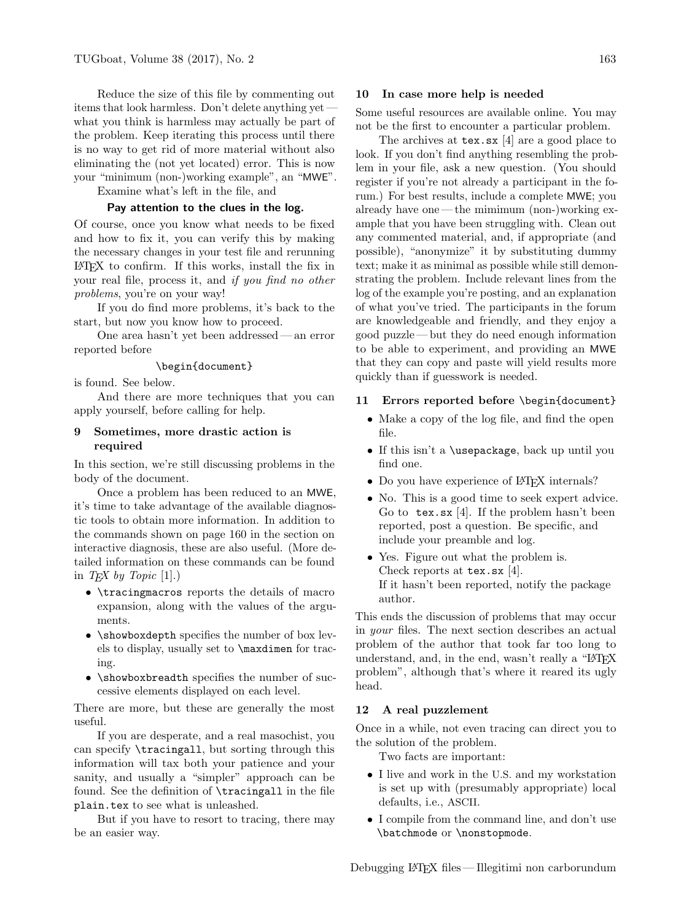Reduce the size of this file by commenting out items that look harmless. Don't delete anything yet — what you think is harmless may actually be part of the problem. Keep iterating this process until there is no way to get rid of more material without also eliminating the (not yet located) error. This is now your "minimum (non-)working example", an "MWE".

Examine what's left in the file, and

**Pay attention to the clues in the log.**

Of course, once you know what needs to be fixed and how to fix it, you can verify this by making the necessary changes in your test file and rerunning LaTeX to confirm. If this works, install the fix in your real file, process it, and *if you find no other problems*, you're on your way!

If you do find more problems, it's back to the start, but now you know how to proceed.

One area hasn't yet been addressed — an error reported before

`\begin{document}`

is found. See below.

And there are more techniques that you can apply yourself, before calling for help.

## 9 Sometimes, more drastic action is required

In this section, we're still discussing problems in the body of the document.

Once a problem has been reduced to an MWE, it's time to take advantage of the available diagnostic tools to obtain more information. In addition to the commands shown on page 160 in the section on interactive diagnosis, these are also useful. (More detailed information on these commands can be found in *TeX by Topic* [1].)

- `\tracingmacros` reports the details of macro expansion, along with the values of the arguments.
- `\showboxdepth` specifies the number of box levels to display, usually set to `\maxdimen` for tracing.
- `\showboxbreadth` specifies the number of successive elements displayed on each level.

There are more, but these are generally the most useful.

If you are desperate, and a real masochist, you can specify `\tracingall`, but sorting through this information will tax both your patience and your sanity, and usually a "simpler" approach can be found. See the definition of `\tracingall` in the file `plain.tex` to see what is unleashed.

But if you have to resort to tracing, there may be an easier way.

## 10 In case more help is needed

Some useful resources are available online. You may not be the first to encounter a particular problem.

The archives at `tex.sx` [4] are a good place to look. If you don't find anything resembling the problem in your file, ask a new question. (You should register if you're not already a participant in the forum.) For best results, include a complete MWE; you already have one — the mimimum (non-)working example that you have been struggling with. Clean out any commented material, and, if appropriate (and possible), "anonymize" it by substituting dummy text; make it as minimal as possible while still demonstrating the problem. Include relevant lines from the log of the example you're posting, and an explanation of what you've tried. The participants in the forum are knowledgeable and friendly, and they enjoy a good puzzle — but they do need enough information to be able to experiment, and providing an MWE that they can copy and paste will yield results more quickly than if guesswork is needed.

## 11 Errors reported before `\begin{document}`

- Make a copy of the log file, and find the open file.
- If this isn't a `\usepackage`, back up until you find one.
- Do you have experience of LaTeX internals?
- No. This is a good time to seek expert advice. Go to `tex.sx` [4]. If the problem hasn't been reported, post a question. Be specific, and include your preamble and log.
- Yes. Figure out what the problem is.
  Check reports at `tex.sx` [4].
  If it hasn't been reported, notify the package author.

This ends the discussion of problems that may occur in *your* files. The next section describes an actual problem of the author that took far too long to understand, and, in the end, wasn't really a "LaTeX problem", although that's where it reared its ugly head.

## 12 A real puzzlement

Once in a while, not even tracing can direct you to the solution of the problem.

Two facts are important:

- I live and work in the U.S. and my workstation is set up with (presumably appropriate) local defaults, i.e., ASCII.
- I compile from the command line, and don't use `\batchmode` or `\nonstopmode`.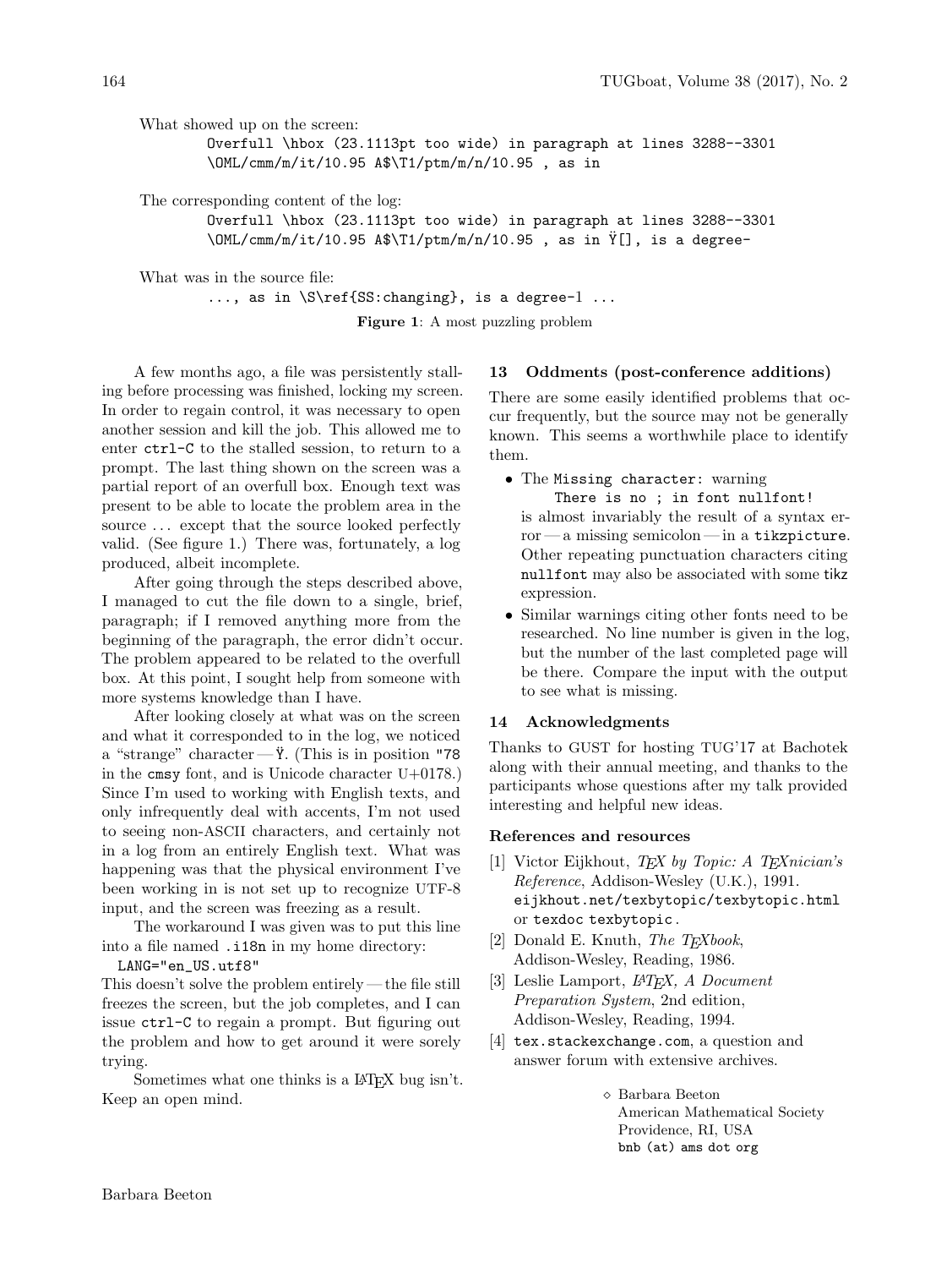What showed up on the screen:

```
Overfull \hbox (23.1113pt too wide) in paragraph at lines 3288--3301
\OML/cmm/m/it/10.95 A$\T1/ptm/m/n/10.95 , as in
```

The corresponding content of the log:

```
Overfull \hbox (23.1113pt too wide) in paragraph at lines 3288--3301
\OML/cmm/m/it/10.95 A$\T1/ptm/m/n/10.95 , as in Ÿ[], is a degree-
```

What was in the source file:

```
..., as in \S\ref{SS:changing}, is a degree-1 ...
```

**Figure 1**: A most puzzling problem

A few months ago, a file was persistently stalling before processing was finished, locking my screen. In order to regain control, it was necessary to open another session and kill the job. This allowed me to enter `ctrl-C` to the stalled session, to return to a prompt. The last thing shown on the screen was a partial report of an overfull box. Enough text was present to be able to locate the problem area in the source ... except that the source looked perfectly valid. (See figure 1.) There was, fortunately, a log produced, albeit incomplete.

After going through the steps described above, I managed to cut the file down to a single, brief, paragraph; if I removed anything more from the beginning of the paragraph, the error didn't occur. The problem appeared to be related to the overfull box. At this point, I sought help from someone with more systems knowledge than I have.

After looking closely at what was on the screen and what it corresponded to in the log, we noticed a "strange" character — Ÿ. (This is in position "78 in the `cmsy` font, and is Unicode character U+0178.) Since I'm used to working with English texts, and only infrequently deal with accents, I'm not used to seeing non-ASCII characters, and certainly not in a log from an entirely English text. What was happening was that the physical environment I've been working in is not set up to recognize UTF-8 input, and the screen was freezing as a result.

The workaround I was given was to put this line into a file named `.i18n` in my home directory:

```
LANG="en_US.utf8"
```

This doesn't solve the problem entirely — the file still freezes the screen, but the job completes, and I can issue `ctrl-C` to regain a prompt. But figuring out the problem and how to get around it were sorely trying.

Sometimes what one thinks is a LaTeX bug isn't. Keep an open mind.

## 13 Oddments (post-conference additions)

There are some easily identified problems that occur frequently, but the source may not be generally known. This seems a worthwhile place to identify them.

- The `Missing character:` warning
  `There is no ; in font nullfont!`
  is almost invariably the result of a syntax error — a missing semicolon — in a `tikzpicture`. Other repeating punctuation characters citing `nullfont` may also be associated with some `tikz` expression.
- Similar warnings citing other fonts need to be researched. No line number is given in the log, but the number of the last completed page will be there. Compare the input with the output to see what is missing.

## 14 Acknowledgments

Thanks to GUST for hosting TUG'17 at Bachotek along with their annual meeting, and thanks to the participants whose questions after my talk provided interesting and helpful new ideas.

### References and resources

[1] Victor Eijkhout, *TeX by Topic: A TeXnician's Reference*, Addison-Wesley (U.K.), 1991. `eijkhout.net/texbytopic/texbytopic.html` or `texdoc texbytopic`.

[2] Donald E. Knuth, *The TeXbook*, Addison-Wesley, Reading, 1986.

[3] Leslie Lamport, *LaTeX, A Document Preparation System*, 2nd edition, Addison-Wesley, Reading, 1994.

[4] `tex.stackexchange.com`, a question and answer forum with extensive archives.

◇ Barbara Beeton
American Mathematical Society
Providence, RI, USA
`bnb (at) ams dot org`